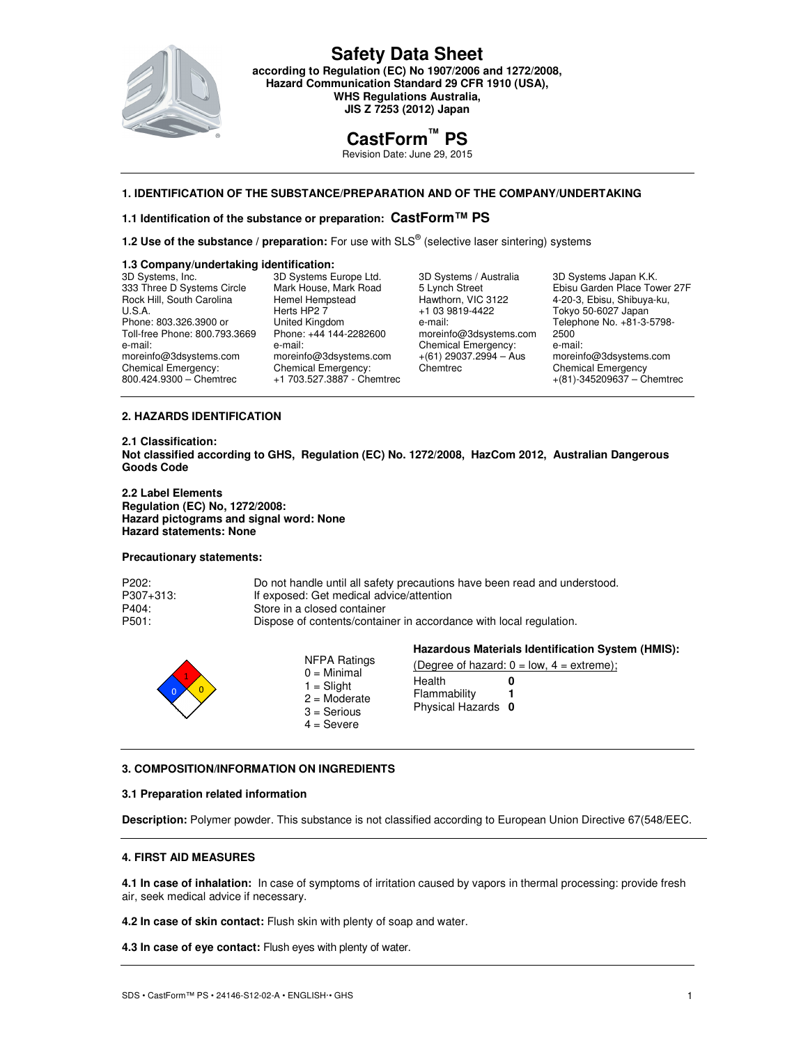# Safety Data Sheet

**according to Regulation (EC) No 1907/2006 and 1272/2008,**
**Hazard Communication Standard 29 CFR 1910 (USA),**
**WHS Regulations Australia,**
**JIS Z 7253 (2012) Japan**

# CastForm™ PS

Revision Date: June 29, 2015

## 1. IDENTIFICATION OF THE SUBSTANCE/PREPARATION AND OF THE COMPANY/UNDERTAKING

**1.1 Identification of the substance or preparation: CastForm™ PS**

**1.2 Use of the substance / preparation:** For use with SLS® (selective laser sintering) systems

**1.3 Company/undertaking identification:**

3D Systems, Inc.
333 Three D Systems Circle
Rock Hill, South Carolina
U.S.A.
Phone: 803.326.3900 or
Toll-free Phone: 800.793.3669
e-mail:
moreinfo@3dsystems.com
Chemical Emergency:
800.424.9300 – Chemtrec

3D Systems Europe Ltd.
Mark House, Mark Road
Hemel Hempstead
Herts HP2 7
United Kingdom
Phone: +44 144-2282600
e-mail:
moreinfo@3dsystems.com
Chemical Emergency:
+1 703.527.3887 - Chemtrec

3D Systems / Australia
5 Lynch Street
Hawthorn, VIC 3122
+1 03 9819-4422
e-mail:
moreinfo@3dsystems.com
Chemical Emergency:
+(61) 29037.2994 – Aus
Chemtrec

3D Systems Japan K.K.
Ebisu Garden Place Tower 27F
4-20-3, Ebisu, Shibuya-ku,
Tokyo 50-6027 Japan
Telephone No. +81-3-5798-2500
e-mail:
moreinfo@3dsystems.com
Chemical Emergency
+(81)-345209637 – Chemtrec

## 2. HAZARDS IDENTIFICATION

**2.1 Classification:**
**Not classified according to GHS, Regulation (EC) No. 1272/2008, HazCom 2012, Australian Dangerous Goods Code**

**2.2 Label Elements**
**Regulation (EC) No, 1272/2008:**
**Hazard pictograms and signal word: None**
**Hazard statements: None**

**Precautionary statements:**

| | |
|---|---|
| P202: | Do not handle until all safety precautions have been read and understood. |
| P307+313: | If exposed: Get medical advice/attention |
| P404: | Store in a closed container |
| P501: | Dispose of contents/container in accordance with local regulation. |

NFPA diamond: Flammability (red) 1, Health (blue) 0, Reactivity (yellow) 0

NFPA Ratings
0 = Minimal
1 = Slight
2 = Moderate
3 = Serious
4 = Severe

**Hazardous Materials Identification System (HMIS):**
(Degree of hazard: 0 = low, 4 = extreme);

| | |
|---|---|
| Health | **0** |
| Flammability | **1** |
| Physical Hazards | **0** |

## 3. COMPOSITION/INFORMATION ON INGREDIENTS

**3.1 Preparation related information**

**Description:** Polymer powder. This substance is not classified according to European Union Directive 67(548/EEC.

## 4. FIRST AID MEASURES

**4.1 In case of inhalation:** In case of symptoms of irritation caused by vapors in thermal processing: provide fresh air, seek medical advice if necessary.

**4.2 In case of skin contact:** Flush skin with plenty of soap and water.

**4.3 In case of eye contact:** Flush eyes with plenty of water.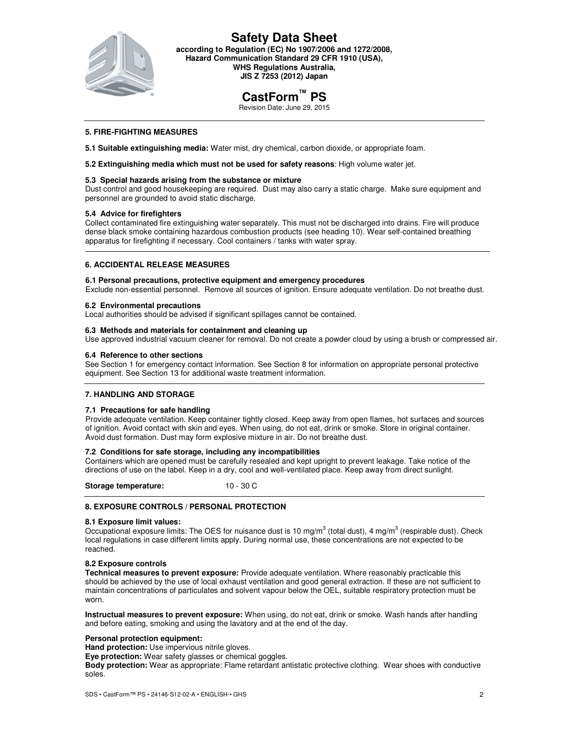## 5. FIRE-FIGHTING MEASURES

**5.1 Suitable extinguishing media:** Water mist, dry chemical, carbon dioxide, or appropriate foam.

**5.2 Extinguishing media which must not be used for safety reasons**: High volume water jet.

**5.3 Special hazards arising from the substance or mixture**

Dust control and good housekeeping are required. Dust may also carry a static charge. Make sure equipment and personnel are grounded to avoid static discharge.

**5.4 Advice for firefighters**

Collect contaminated fire extinguishing water separately. This must not be discharged into drains. Fire will produce dense black smoke containing hazardous combustion products (see heading 10). Wear self-contained breathing apparatus for firefighting if necessary. Cool containers / tanks with water spray.

## 6. ACCIDENTAL RELEASE MEASURES

**6.1 Personal precautions, protective equipment and emergency procedures**

Exclude non-essential personnel. Remove all sources of ignition. Ensure adequate ventilation. Do not breathe dust.

**6.2 Environmental precautions**

Local authorities should be advised if significant spillages cannot be contained.

**6.3 Methods and materials for containment and cleaning up**

Use approved industrial vacuum cleaner for removal. Do not create a powder cloud by using a brush or compressed air.

**6.4 Reference to other sections**

See Section 1 for emergency contact information. See Section 8 for information on appropriate personal protective equipment. See Section 13 for additional waste treatment information.

## 7. HANDLING AND STORAGE

**7.1 Precautions for safe handling**

Provide adequate ventilation. Keep container tightly closed. Keep away from open flames, hot surfaces and sources of ignition. Avoid contact with skin and eyes. When using, do not eat, drink or smoke. Store in original container. Avoid dust formation. Dust may form explosive mixture in air. Do not breathe dust.

**7.2 Conditions for safe storage, including any incompatibilities**

Containers which are opened must be carefully resealed and kept upright to prevent leakage. Take notice of the directions of use on the label. Keep in a dry, cool and well-ventilated place. Keep away from direct sunlight.

**Storage temperature:** 10 - 30 C

## 8. EXPOSURE CONTROLS / PERSONAL PROTECTION

**8.1 Exposure limit values:**

Occupational exposure limits: The OES for nuisance dust is 10 mg/m$^3$ (total dust), 4 mg/m$^3$ (respirable dust). Check local regulations in case different limits apply. During normal use, these concentrations are not expected to be reached.

**8.2 Exposure controls**

**Technical measures to prevent exposure:** Provide adequate ventilation. Where reasonably practicable this should be achieved by the use of local exhaust ventilation and good general extraction. If these are not sufficient to maintain concentrations of particulates and solvent vapour below the OEL, suitable respiratory protection must be worn.

**Instructual measures to prevent exposure:** When using, do not eat, drink or smoke. Wash hands after handling and before eating, smoking and using the lavatory and at the end of the day.

**Personal protection equipment:**

**Hand protection:** Use impervious nitrile gloves.

**Eye protection:** Wear safety glasses or chemical goggles.

**Body protection:** Wear as appropriate: Flame retardant antistatic protective clothing. Wear shoes with conductive soles.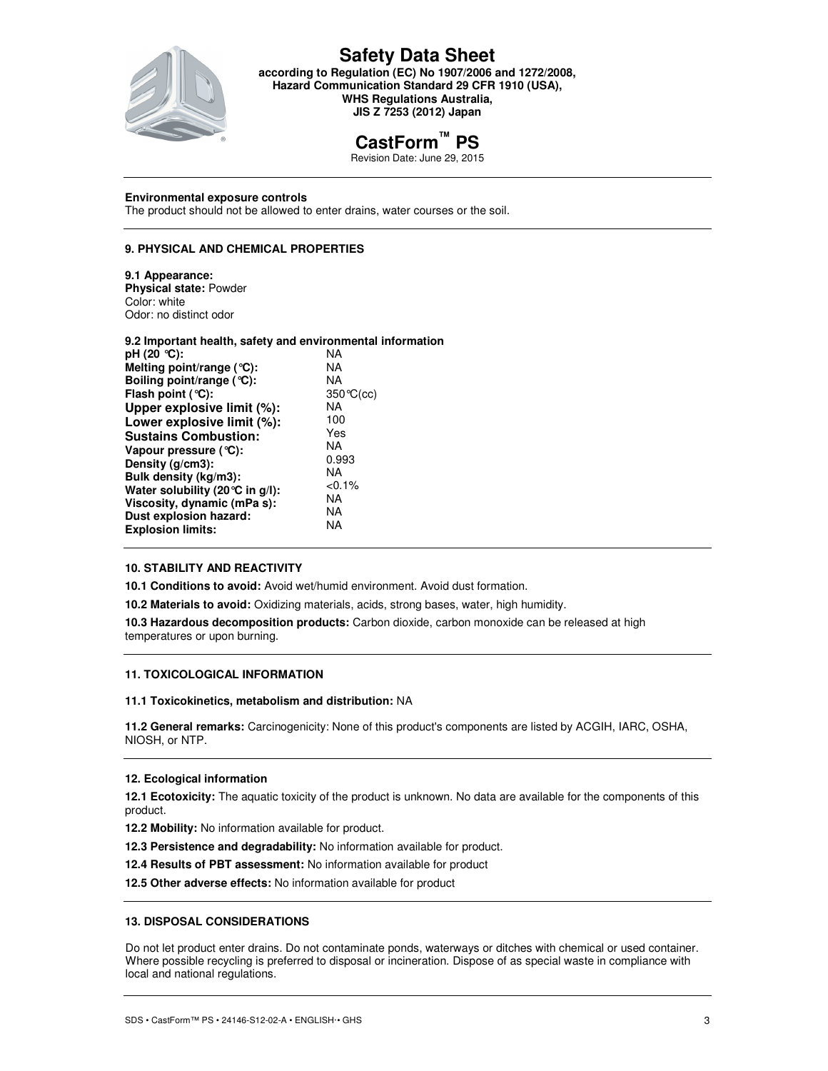### Environmental exposure controls

The product should not be allowed to enter drains, water courses or the soil.

## 9. PHYSICAL AND CHEMICAL PROPERTIES

**9.1 Appearance:**
**Physical state:** Powder
Color: white
Odor: no distinct odor

**9.2 Important health, safety and environmental information**

| | |
|---|---|
| **pH (20 °C):** | NA |
| **Melting point/range (°C):** | NA |
| **Boiling point/range (°C):** | NA |
| **Flash point (°C):** | 350°C(cc) |
| **Upper explosive limit (%):** | NA |
| **Lower explosive limit (%):** | 100 |
| **Sustains Combustion:** | Yes |
| **Vapour pressure (°C):** | NA |
| **Density (g/cm3):** | 0.993 |
| **Bulk density (kg/m3):** | NA |
| **Water solubility (20°C in g/l):** | <0.1% |
| **Viscosity, dynamic (mPa s):** | NA |
| **Dust explosion hazard:** | NA |
| **Explosion limits:** | NA |

## 10. STABILITY AND REACTIVITY

**10.1 Conditions to avoid:** Avoid wet/humid environment. Avoid dust formation.

**10.2 Materials to avoid:** Oxidizing materials, acids, strong bases, water, high humidity.

**10.3 Hazardous decomposition products:** Carbon dioxide, carbon monoxide can be released at high temperatures or upon burning.

## 11. TOXICOLOGICAL INFORMATION

**11.1 Toxicokinetics, metabolism and distribution:** NA

**11.2 General remarks:** Carcinogenicity: None of this product's components are listed by ACGIH, IARC, OSHA, NIOSH, or NTP.

## 12. Ecological information

**12.1 Ecotoxicity:** The aquatic toxicity of the product is unknown. No data are available for the components of this product.

**12.2 Mobility:** No information available for product.

**12.3 Persistence and degradability:** No information available for product.

**12.4 Results of PBT assessment:** No information available for product

**12.5 Other adverse effects:** No information available for product

## 13. DISPOSAL CONSIDERATIONS

Do not let product enter drains. Do not contaminate ponds, waterways or ditches with chemical or used container. Where possible recycling is preferred to disposal or incineration. Dispose of as special waste in compliance with local and national regulations.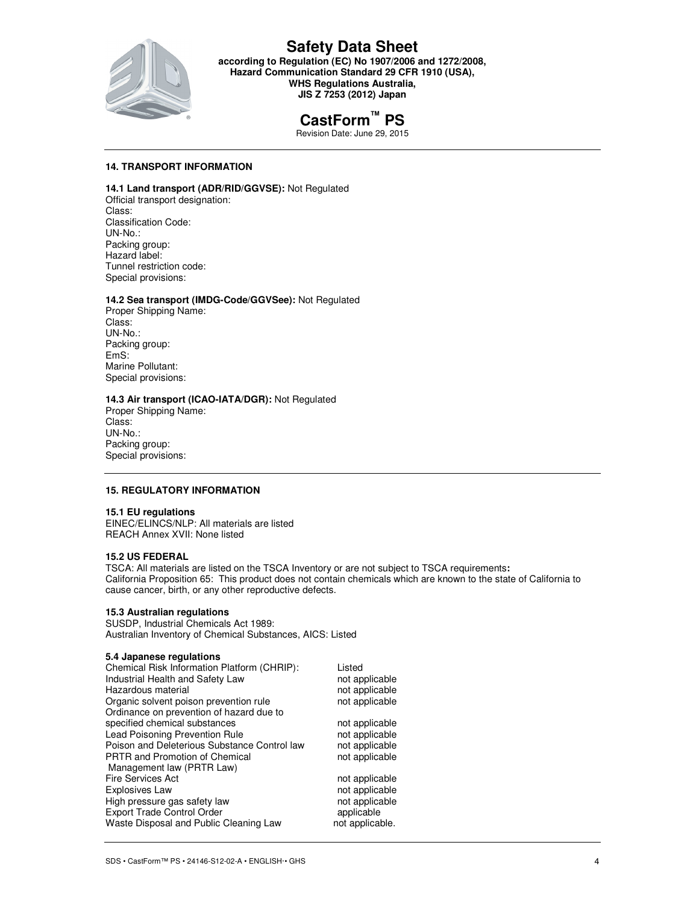## 14. TRANSPORT INFORMATION

**14.1 Land transport (ADR/RID/GGVSE):** Not Regulated
Official transport designation:
Class:
Classification Code:
UN-No.:
Packing group:
Hazard label:
Tunnel restriction code:
Special provisions:

**14.2 Sea transport (IMDG-Code/GGVSee):** Not Regulated
Proper Shipping Name:
Class:
UN-No.:
Packing group:
EmS:
Marine Pollutant:
Special provisions:

**14.3 Air transport (ICAO-IATA/DGR):** Not Regulated
Proper Shipping Name:
Class:
UN-No.:
Packing group:
Special provisions:

## 15. REGULATORY INFORMATION

**15.1 EU regulations**
EINEC/ELINCS/NLP: All materials are listed
REACH Annex XVII: None listed

**15.2 US FEDERAL**
TSCA: All materials are listed on the TSCA Inventory or are not subject to TSCA requirements**:**
California Proposition 65: This product does not contain chemicals which are known to the state of California to cause cancer, birth, or any other reproductive defects.

**15.3 Australian regulations**
SUSDP, Industrial Chemicals Act 1989:
Australian Inventory of Chemical Substances, AICS: Listed

**5.4 Japanese regulations**

| | |
|---|---|
| Chemical Risk Information Platform (CHRIP): | Listed |
| Industrial Health and Safety Law | not applicable |
| Hazardous material | not applicable |
| Organic solvent poison prevention rule | not applicable |
| Ordinance on prevention of hazard due to specified chemical substances | not applicable |
| Lead Poisoning Prevention Rule | not applicable |
| Poison and Deleterious Substance Control law | not applicable |
| PRTR and Promotion of Chemical Management law (PRTR Law) | not applicable |
| Fire Services Act | not applicable |
| Explosives Law | not applicable |
| High pressure gas safety law | not applicable |
| Export Trade Control Order | applicable |
| Waste Disposal and Public Cleaning Law | not applicable. |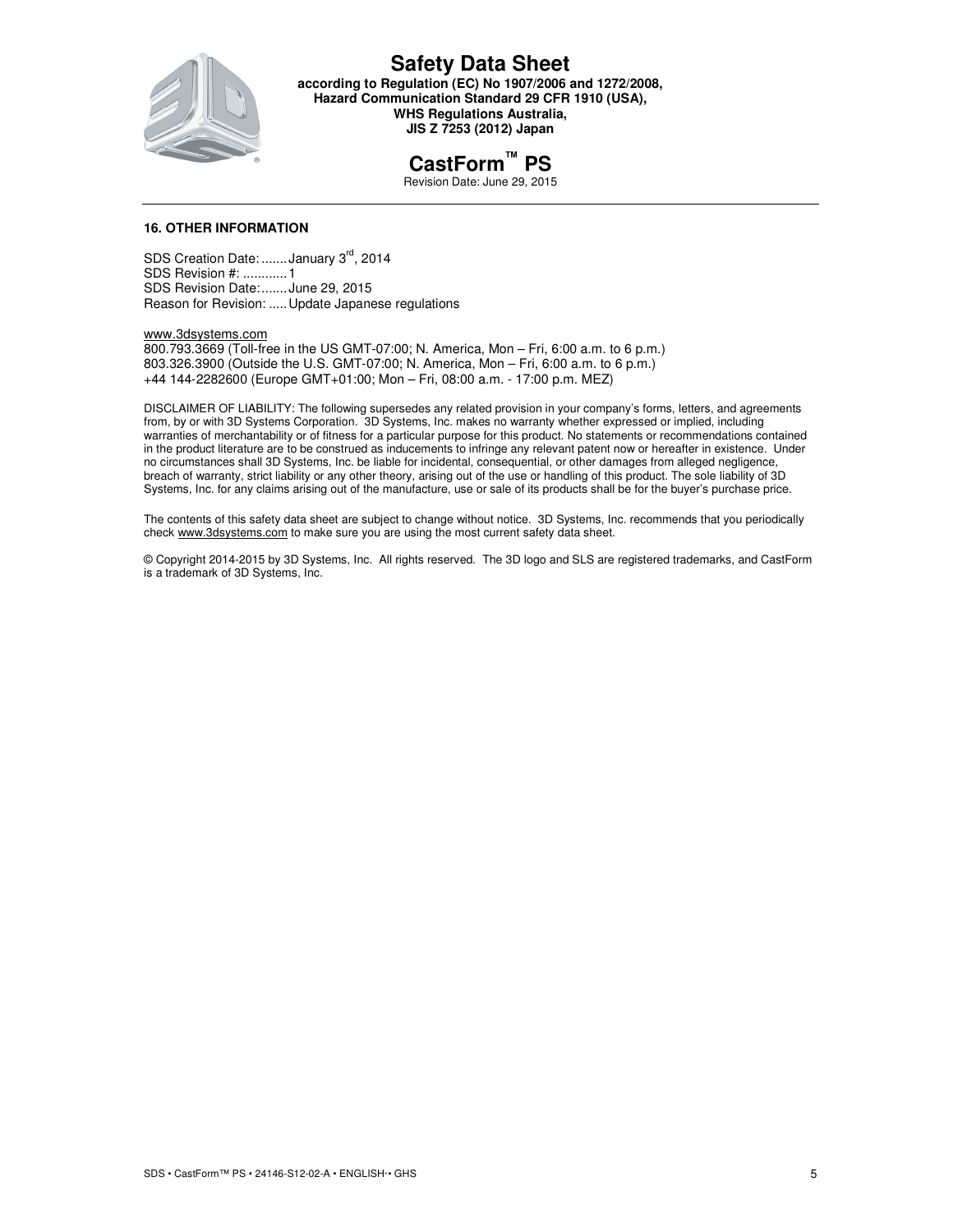## 16. OTHER INFORMATION

SDS Creation Date: ....... January 3rd, 2014
SDS Revision #: ............ 1
SDS Revision Date:....... June 29, 2015
Reason for Revision: ..... Update Japanese regulations

www.3dsystems.com
800.793.3669 (Toll-free in the US GMT-07:00; N. America, Mon – Fri, 6:00 a.m. to 6 p.m.)
803.326.3900 (Outside the U.S. GMT-07:00; N. America, Mon – Fri, 6:00 a.m. to 6 p.m.)
+44 144-2282600 (Europe GMT+01:00; Mon – Fri, 08:00 a.m. - 17:00 p.m. MEZ)

DISCLAIMER OF LIABILITY: The following supersedes any related provision in your company's forms, letters, and agreements from, by or with 3D Systems Corporation. 3D Systems, Inc. makes no warranty whether expressed or implied, including warranties of merchantability or of fitness for a particular purpose for this product. No statements or recommendations contained in the product literature are to be construed as inducements to infringe any relevant patent now or hereafter in existence. Under no circumstances shall 3D Systems, Inc. be liable for incidental, consequential, or other damages from alleged negligence, breach of warranty, strict liability or any other theory, arising out of the use or handling of this product. The sole liability of 3D Systems, Inc. for any claims arising out of the manufacture, use or sale of its products shall be for the buyer's purchase price.

The contents of this safety data sheet are subject to change without notice. 3D Systems, Inc. recommends that you periodically check www.3dsystems.com to make sure you are using the most current safety data sheet.

© Copyright 2014-2015 by 3D Systems, Inc. All rights reserved. The 3D logo and SLS are registered trademarks, and CastForm is a trademark of 3D Systems, Inc.